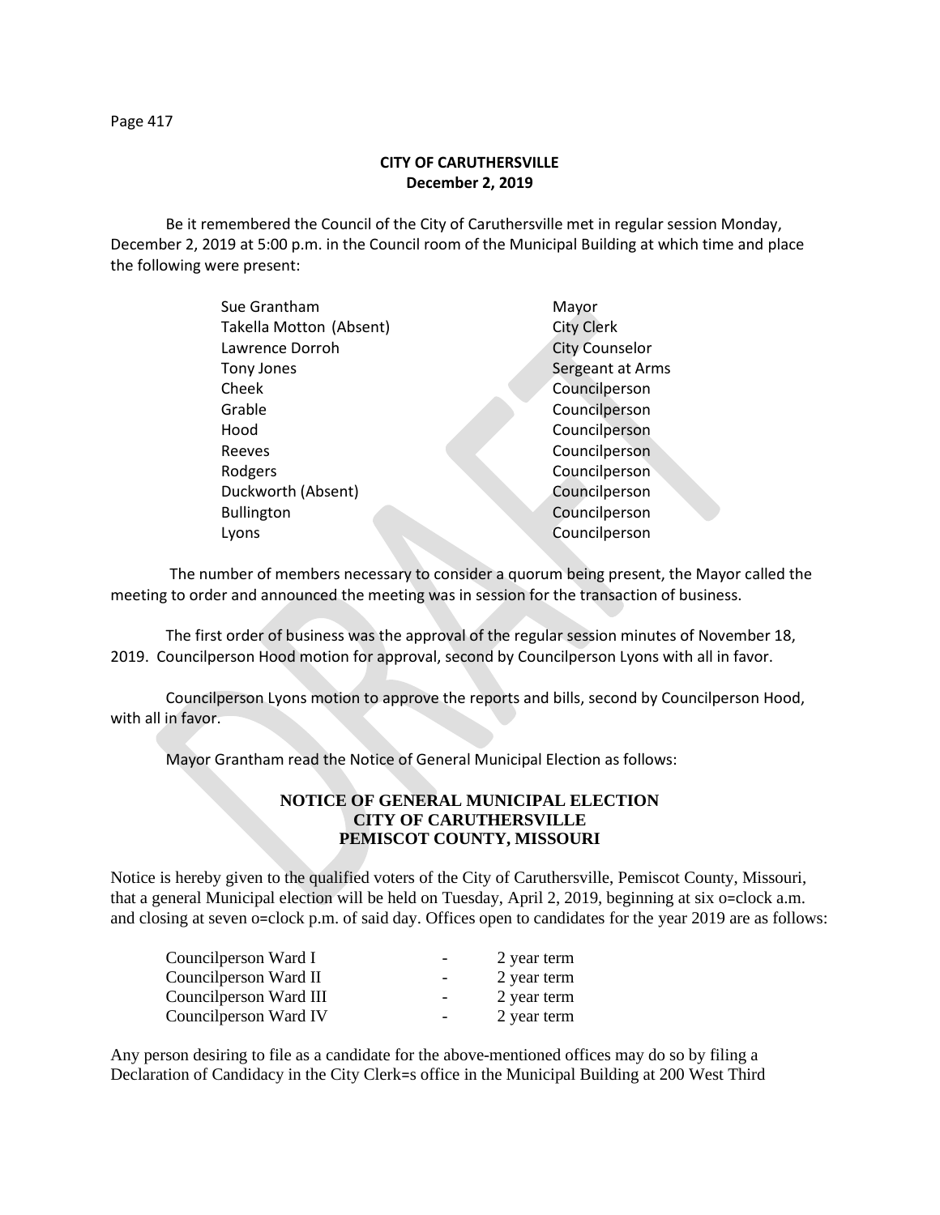**CITY OF CARUTHERSVILLE**
**December 2, 2019**

Be it remembered the Council of the City of Caruthersville met in regular session Monday, December 2, 2019 at 5:00 p.m. in the Council room of the Municipal Building at which time and place the following were present:

| | |
|---|---|
| Sue Grantham | Mayor |
| Takella Motton (Absent) | City Clerk |
| Lawrence Dorroh | City Counselor |
| Tony Jones | Sergeant at Arms |
| Cheek | Councilperson |
| Grable | Councilperson |
| Hood | Councilperson |
| Reeves | Councilperson |
| Rodgers | Councilperson |
| Duckworth (Absent) | Councilperson |
| Bullington | Councilperson |
| Lyons | Councilperson |

The number of members necessary to consider a quorum being present, the Mayor called the meeting to order and announced the meeting was in session for the transaction of business.

The first order of business was the approval of the regular session minutes of November 18, 2019. Councilperson Hood motion for approval, second by Councilperson Lyons with all in favor.

Councilperson Lyons motion to approve the reports and bills, second by Councilperson Hood, with all in favor.

Mayor Grantham read the Notice of General Municipal Election as follows:

**NOTICE OF GENERAL MUNICIPAL ELECTION**
**CITY OF CARUTHERSVILLE**
**PEMISCOT COUNTY, MISSOURI**

Notice is hereby given to the qualified voters of the City of Caruthersville, Pemiscot County, Missouri, that a general Municipal election will be held on Tuesday, April 2, 2019, beginning at six o=clock a.m. and closing at seven o=clock p.m. of said day. Offices open to candidates for the year 2019 are as follows:

| | | |
|---|---|---|
| Councilperson Ward I | - | 2 year term |
| Councilperson Ward II | - | 2 year term |
| Councilperson Ward III | - | 2 year term |
| Councilperson Ward IV | - | 2 year term |

Any person desiring to file as a candidate for the above-mentioned offices may do so by filing a Declaration of Candidacy in the City Clerk=s office in the Municipal Building at 200 West Third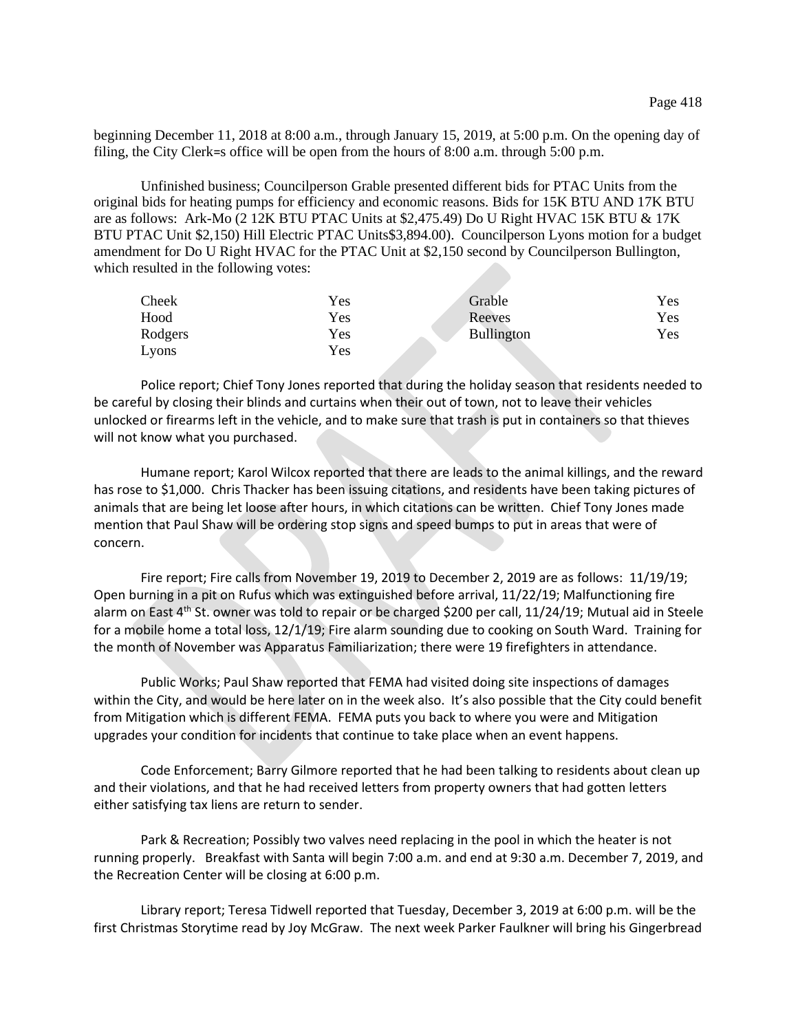beginning December 11, 2018 at 8:00 a.m., through January 15, 2019, at 5:00 p.m. On the opening day of filing, the City Clerk=s office will be open from the hours of 8:00 a.m. through 5:00 p.m.

Unfinished business; Councilperson Grable presented different bids for PTAC Units from the original bids for heating pumps for efficiency and economic reasons. Bids for 15K BTU AND 17K BTU are as follows: Ark-Mo (2 12K BTU PTAC Units at $2,475.49) Do U Right HVAC 15K BTU & 17K BTU PTAC Unit $2,150) Hill Electric PTAC Units$3,894.00). Councilperson Lyons motion for a budget amendment for Do U Right HVAC for the PTAC Unit at $2,150 second by Councilperson Bullington, which resulted in the following votes:

| | | | |
|---|---|---|---|
| Cheek | Yes | Grable | Yes |
| Hood | Yes | Reeves | Yes |
| Rodgers | Yes | Bullington | Yes |
| Lyons | Yes | | |

Police report; Chief Tony Jones reported that during the holiday season that residents needed to be careful by closing their blinds and curtains when their out of town, not to leave their vehicles unlocked or firearms left in the vehicle, and to make sure that trash is put in containers so that thieves will not know what you purchased.

Humane report; Karol Wilcox reported that there are leads to the animal killings, and the reward has rose to $1,000. Chris Thacker has been issuing citations, and residents have been taking pictures of animals that are being let loose after hours, in which citations can be written. Chief Tony Jones made mention that Paul Shaw will be ordering stop signs and speed bumps to put in areas that were of concern.

Fire report; Fire calls from November 19, 2019 to December 2, 2019 are as follows: 11/19/19; Open burning in a pit on Rufus which was extinguished before arrival, 11/22/19; Malfunctioning fire alarm on East 4th St. owner was told to repair or be charged $200 per call, 11/24/19; Mutual aid in Steele for a mobile home a total loss, 12/1/19; Fire alarm sounding due to cooking on South Ward. Training for the month of November was Apparatus Familiarization; there were 19 firefighters in attendance.

Public Works; Paul Shaw reported that FEMA had visited doing site inspections of damages within the City, and would be here later on in the week also. It's also possible that the City could benefit from Mitigation which is different FEMA. FEMA puts you back to where you were and Mitigation upgrades your condition for incidents that continue to take place when an event happens.

Code Enforcement; Barry Gilmore reported that he had been talking to residents about clean up and their violations, and that he had received letters from property owners that had gotten letters either satisfying tax liens are return to sender.

Park & Recreation; Possibly two valves need replacing in the pool in which the heater is not running properly. Breakfast with Santa will begin 7:00 a.m. and end at 9:30 a.m. December 7, 2019, and the Recreation Center will be closing at 6:00 p.m.

Library report; Teresa Tidwell reported that Tuesday, December 3, 2019 at 6:00 p.m. will be the first Christmas Storytime read by Joy McGraw. The next week Parker Faulkner will bring his Gingerbread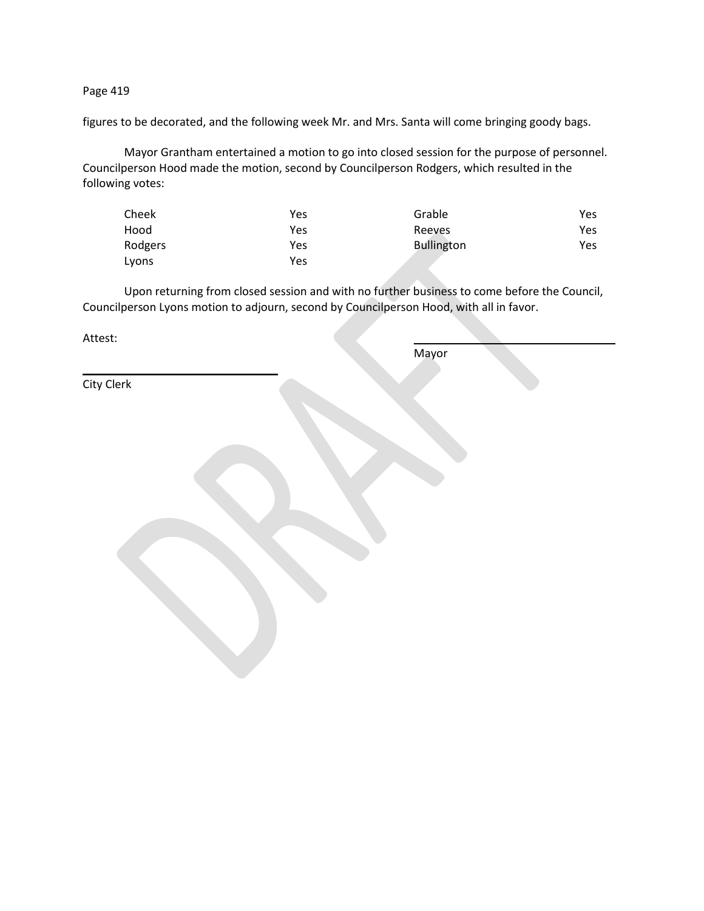figures to be decorated, and the following week Mr. and Mrs. Santa will come bringing goody bags.

Mayor Grantham entertained a motion to go into closed session for the purpose of personnel. Councilperson Hood made the motion, second by Councilperson Rodgers, which resulted in the following votes:

| | | | |
|---|---|---|---|
| Cheek | Yes | Grable | Yes |
| Hood | Yes | Reeves | Yes |
| Rodgers | Yes | Bullington | Yes |
| Lyons | Yes | | |

Upon returning from closed session and with no further business to come before the Council, Councilperson Lyons motion to adjourn, second by Councilperson Hood, with all in favor.

Attest:

_______________________________
Mayor

_______________________________
City Clerk